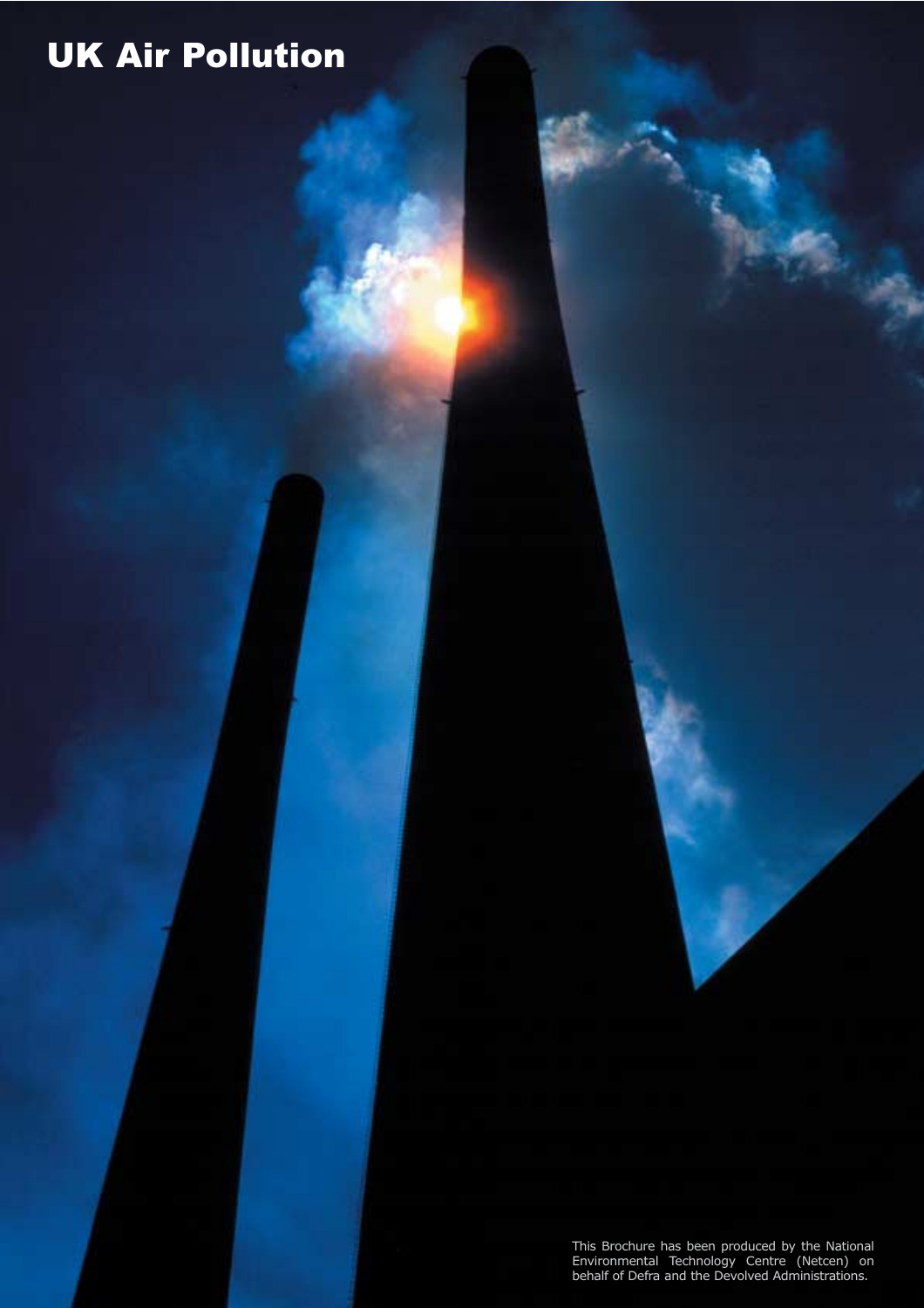# UK Air Pollution

This Brochure has been produced by the National Environmental Technology Centre (Netcen) on behalf of Defra and the Devolved Administrations.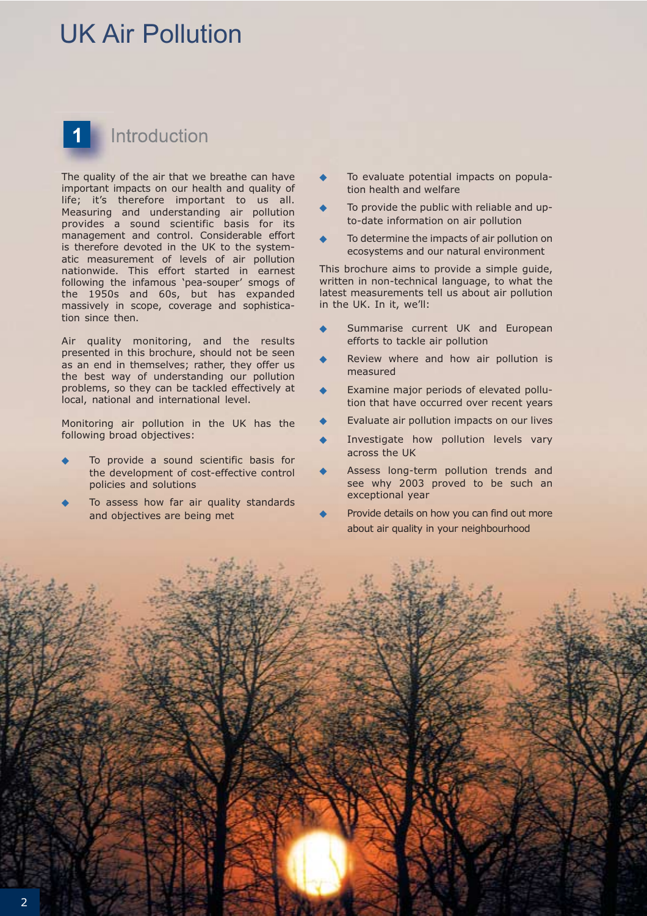# UK Air Pollution

## 1 Introduction

The quality of the air that we breathe can have important impacts on our health and quality of life; it's therefore important to us all. Measuring and understanding air pollution provides a sound scientific basis for its management and control. Considerable effort is therefore devoted in the UK to the systematic measurement of levels of air pollution nationwide. This effort started in earnest following the infamous 'pea-souper' smogs of the 1950s and 60s, but has expanded massively in scope, coverage and sophistication since then.

Air quality monitoring, and the results presented in this brochure, should not be seen as an end in themselves; rather, they offer us the best way of understanding our pollution problems, so they can be tackled effectively at local, national and international level.

Monitoring air pollution in the UK has the following broad objectives:

- To provide a sound scientific basis for the development of cost-effective control policies and solutions
- To assess how far air quality standards and objectives are being met
- To evaluate potential impacts on population health and welfare
- To provide the public with reliable and up-to-date information on air pollution
- To determine the impacts of air pollution on ecosystems and our natural environment

This brochure aims to provide a simple guide, written in non-technical language, to what the latest measurements tell us about air pollution in the UK. In it, we'll:

- Summarise current UK and European efforts to tackle air pollution
- Review where and how air pollution is measured
- Examine major periods of elevated pollution that have occurred over recent years
- Evaluate air pollution impacts on our lives
- Investigate how pollution levels vary across the UK
- Assess long-term pollution trends and see why 2003 proved to be such an exceptional year
- Provide details on how you can find out more about air quality in your neighbourhood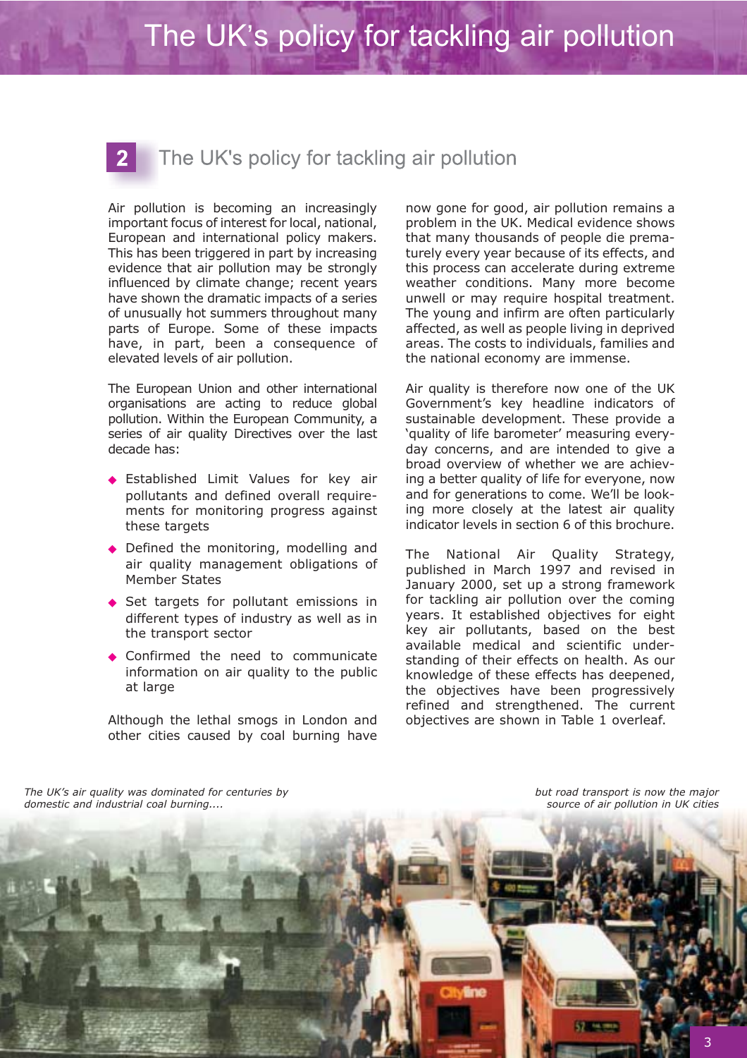## 2 The UK's policy for tackling air pollution

Air pollution is becoming an increasingly important focus of interest for local, national, European and international policy makers. This has been triggered in part by increasing evidence that air pollution may be strongly influenced by climate change; recent years have shown the dramatic impacts of a series of unusually hot summers throughout many parts of Europe. Some of these impacts have, in part, been a consequence of elevated levels of air pollution.

The European Union and other international organisations are acting to reduce global pollution. Within the European Community, a series of air quality Directives over the last decade has:

- Established Limit Values for key air pollutants and defined overall requirements for monitoring progress against these targets
- Defined the monitoring, modelling and air quality management obligations of Member States
- Set targets for pollutant emissions in different types of industry as well as in the transport sector
- Confirmed the need to communicate information on air quality to the public at large

Although the lethal smogs in London and other cities caused by coal burning have now gone for good, air pollution remains a problem in the UK. Medical evidence shows that many thousands of people die prematurely every year because of its effects, and this process can accelerate during extreme weather conditions. Many more become unwell or may require hospital treatment. The young and infirm are often particularly affected, as well as people living in deprived areas. The costs to individuals, families and the national economy are immense.

Air quality is therefore now one of the UK Government's key headline indicators of sustainable development. These provide a 'quality of life barometer' measuring everyday concerns, and are intended to give a broad overview of whether we are achieving a better quality of life for everyone, now and for generations to come. We'll be looking more closely at the latest air quality indicator levels in section 6 of this brochure.

The National Air Quality Strategy, published in March 1997 and revised in January 2000, set up a strong framework for tackling air pollution over the coming years. It established objectives for eight key air pollutants, based on the best available medical and scientific understanding of their effects on health. As our knowledge of these effects has deepened, the objectives have been progressively refined and strengthened. The current objectives are shown in Table 1 overleaf.

*The UK's air quality was dominated for centuries by domestic and industrial coal burning....*

*but road transport is now the major source of air pollution in UK cities*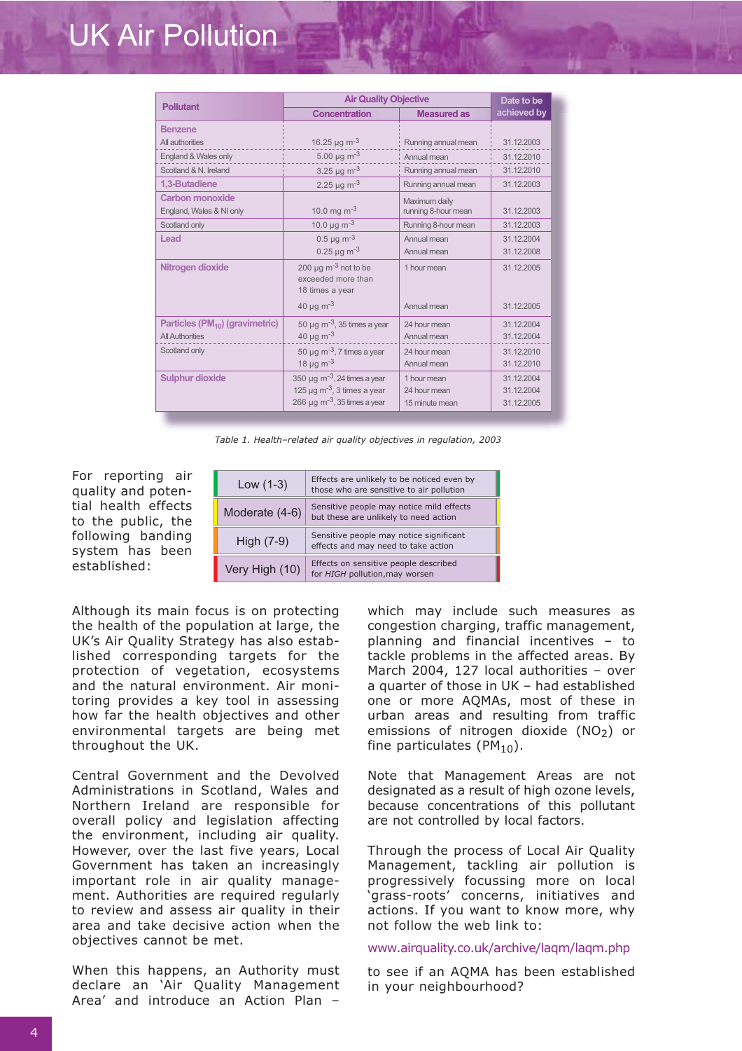# UK Air Pollution

| Pollutant | Air Quality Objective | | Date to be achieved by |
|---|---|---|---|
| | Concentration | Measured as | |
| **Benzene** | | | |
| All authorities | 16.25 μg $m^{-3}$ | Running annual mean | 31.12.2003 |
| England & Wales only | 5.00 μg $m^{-3}$ | Annual mean | 31.12.2010 |
| Scotland & N. Ireland | 3.25 μg $m^{-3}$ | Running annual mean | 31.12.2010 |
| **1,3-Butadiene** | 2.25 μg $m^{-3}$ | Running annual mean | 31.12.2003 |
| **Carbon monoxide** England, Wales & NI only | 10.0 mg $m^{-3}$ | Maximum daily running 8-hour mean | 31.12.2003 |
| Scotland only | 10.0 μg $m^{-3}$ | Running 8-hour mean | 31.12.2003 |
| **Lead** | 0.5 μg $m^{-3}$ | Annual mean | 31.12.2004 |
| | 0.25 μg $m^{-3}$ | Annual mean | 31.12.2008 |
| **Nitrogen dioxide** | 200 μg $m^{-3}$ not to be exceeded more than 18 times a year | 1 hour mean | 31.12.2005 |
| | 40 μg $m^{-3}$ | Annual mean | 31.12.2005 |
| **Particles ($PM_{10}$) (gravimetric)** All Authorities | 50 μg $m^{-3}$, 35 times a year | 24 hour mean | 31.12.2004 |
| | 40 μg $m^{-3}$ | Annual mean | 31.12.2004 |
| Scotland only | 50 μg $m^{-3}$, 7 times a year | 24 hour mean | 31.12.2010 |
| | 18 μg $m^{-3}$ | Annual mean | 31.12.2010 |
| **Sulphur dioxide** | 350 μg $m^{-3}$, 24 times a year | 1 hour mean | 31.12.2004 |
| | 125 μg $m^{-3}$, 3 times a year | 24 hour mean | 31.12.2004 |
| | 266 μg $m^{-3}$, 35 times a year | 15 minute mean | 31.12.2005 |

*Table 1. Health–related air quality objectives in regulation, 2003*

For reporting air quality and potential health effects to the public, the following banding system has been established:

| Band | Effects |
|---|---|
| Low (1-3) | Effects are unlikely to be noticed even by those who are sensitive to air pollution |
| Moderate (4-6) | Sensitive people may notice mild effects but these are unlikely to need action |
| High (7-9) | Sensitive people may notice significant effects and may need to take action |
| Very High (10) | Effects on sensitive people described for *HIGH* pollution, may worsen |

Although its main focus is on protecting the health of the population at large, the UK's Air Quality Strategy has also established corresponding targets for the protection of vegetation, ecosystems and the natural environment. Air monitoring provides a key tool in assessing how far the health objectives and other environmental targets are being met throughout the UK.

Central Government and the Devolved Administrations in Scotland, Wales and Northern Ireland are responsible for overall policy and legislation affecting the environment, including air quality. However, over the last five years, Local Government has taken an increasingly important role in air quality management. Authorities are required regularly to review and assess air quality in their area and take decisive action when the objectives cannot be met.

When this happens, an Authority must declare an 'Air Quality Management Area' and introduce an Action Plan – which may include such measures as congestion charging, traffic management, planning and financial incentives – to tackle problems in the affected areas. By March 2004, 127 local authorities – over a quarter of those in UK – had established one or more AQMAs, most of these in urban areas and resulting from traffic emissions of nitrogen dioxide ($NO_2$) or fine particulates ($PM_{10}$).

Note that Management Areas are not designated as a result of high ozone levels, because concentrations of this pollutant are not controlled by local factors.

Through the process of Local Air Quality Management, tackling air pollution is progressively focussing more on local 'grass-roots' concerns, initiatives and actions. If you want to know more, why not follow the web link to:

www.airquality.co.uk/archive/laqm/laqm.php

to see if an AQMA has been established in your neighbourhood?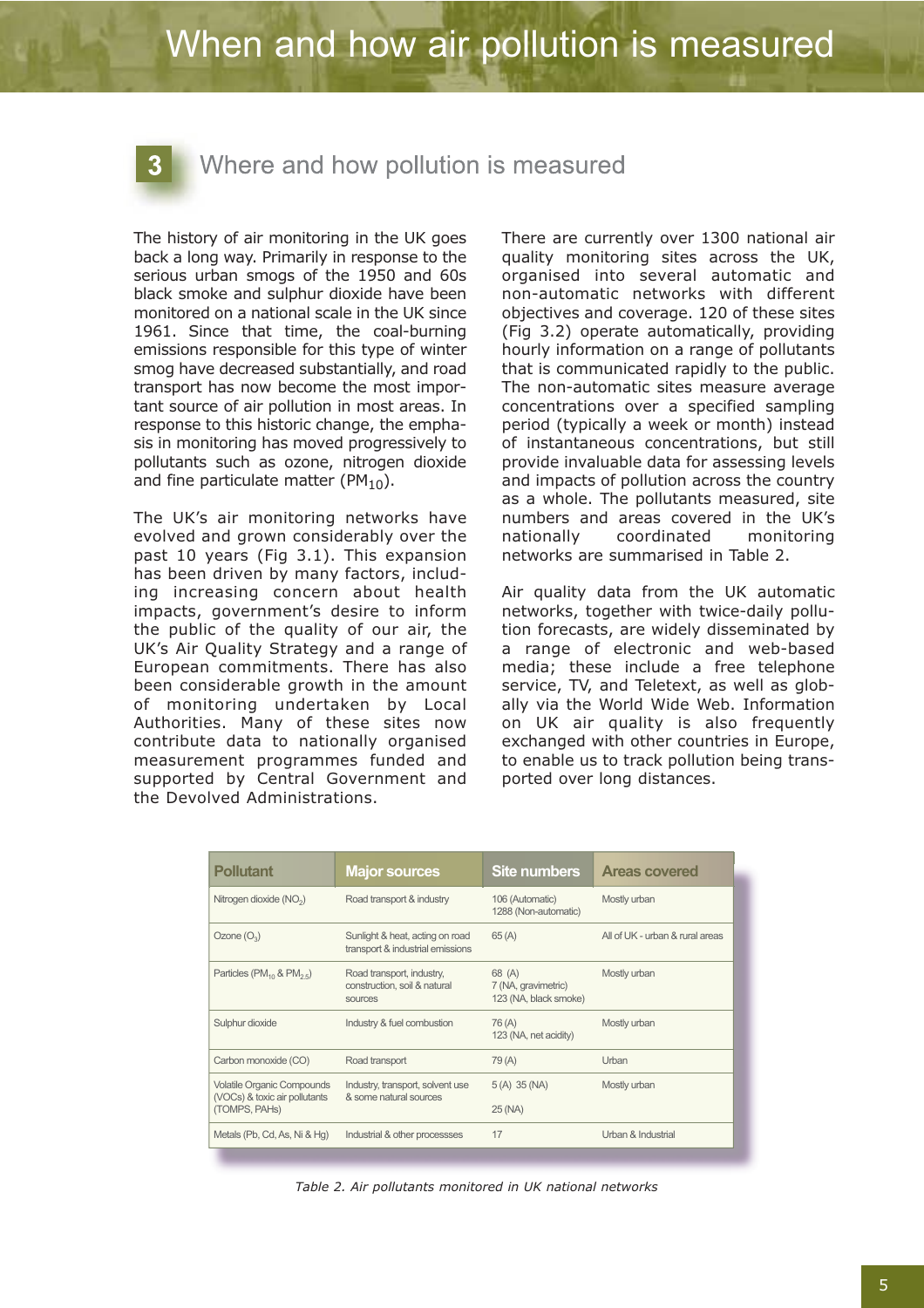# When and how air pollution is measured

## 3 Where and how pollution is measured

The history of air monitoring in the UK goes back a long way. Primarily in response to the serious urban smogs of the 1950 and 60s black smoke and sulphur dioxide have been monitored on a national scale in the UK since 1961. Since that time, the coal-burning emissions responsible for this type of winter smog have decreased substantially, and road transport has now become the most important source of air pollution in most areas. In response to this historic change, the emphasis in monitoring has moved progressively to pollutants such as ozone, nitrogen dioxide and fine particulate matter ($PM_{10}$).

The UK's air monitoring networks have evolved and grown considerably over the past 10 years (Fig 3.1). This expansion has been driven by many factors, including increasing concern about health impacts, government's desire to inform the public of the quality of our air, the UK's Air Quality Strategy and a range of European commitments. There has also been considerable growth in the amount of monitoring undertaken by Local Authorities. Many of these sites now contribute data to nationally organised measurement programmes funded and supported by Central Government and the Devolved Administrations.

There are currently over 1300 national air quality monitoring sites across the UK, organised into several automatic and non-automatic networks with different objectives and coverage. 120 of these sites (Fig 3.2) operate automatically, providing hourly information on a range of pollutants that is communicated rapidly to the public. The non-automatic sites measure average concentrations over a specified sampling period (typically a week or month) instead of instantaneous concentrations, but still provide invaluable data for assessing levels and impacts of pollution across the country as a whole. The pollutants measured, site numbers and areas covered in the UK's nationally coordinated monitoring networks are summarised in Table 2.

Air quality data from the UK automatic networks, together with twice-daily pollution forecasts, are widely disseminated by a range of electronic and web-based media; these include a free telephone service, TV, and Teletext, as well as globally via the World Wide Web. Information on UK air quality is also frequently exchanged with other countries in Europe, to enable us to track pollution being transported over long distances.

| Pollutant | Major sources | Site numbers | Areas covered |
|---|---|---|---|
| Nitrogen dioxide ($NO_2$) | Road transport & industry | 106 (Automatic)<br>1288 (Non-automatic) | Mostly urban |
| Ozone ($O_3$) | Sunlight & heat, acting on road transport & industrial emissions | 65 (A) | All of UK - urban & rural areas |
| Particles ($PM_{10}$ & $PM_{2.5}$) | Road transport, industry, construction, soil & natural sources | 68 (A)<br>7 (NA, gravimetric)<br>123 (NA, black smoke) | Mostly urban |
| Sulphur dioxide | Industry & fuel combustion | 76 (A)<br>123 (NA, net acidity) | Mostly urban |
| Carbon monoxide (CO) | Road transport | 79 (A) | Urban |
| Volatile Organic Compounds (VOCs) & toxic air pollutants (TOMPS, PAHs) | Industry, transport, solvent use & some natural sources | 5 (A) 35 (NA)<br>25 (NA) | Mostly urban |
| Metals (Pb, Cd, As, Ni & Hg) | Industrial & other processses | 17 | Urban & Industrial |

*Table 2. Air pollutants monitored in UK national networks*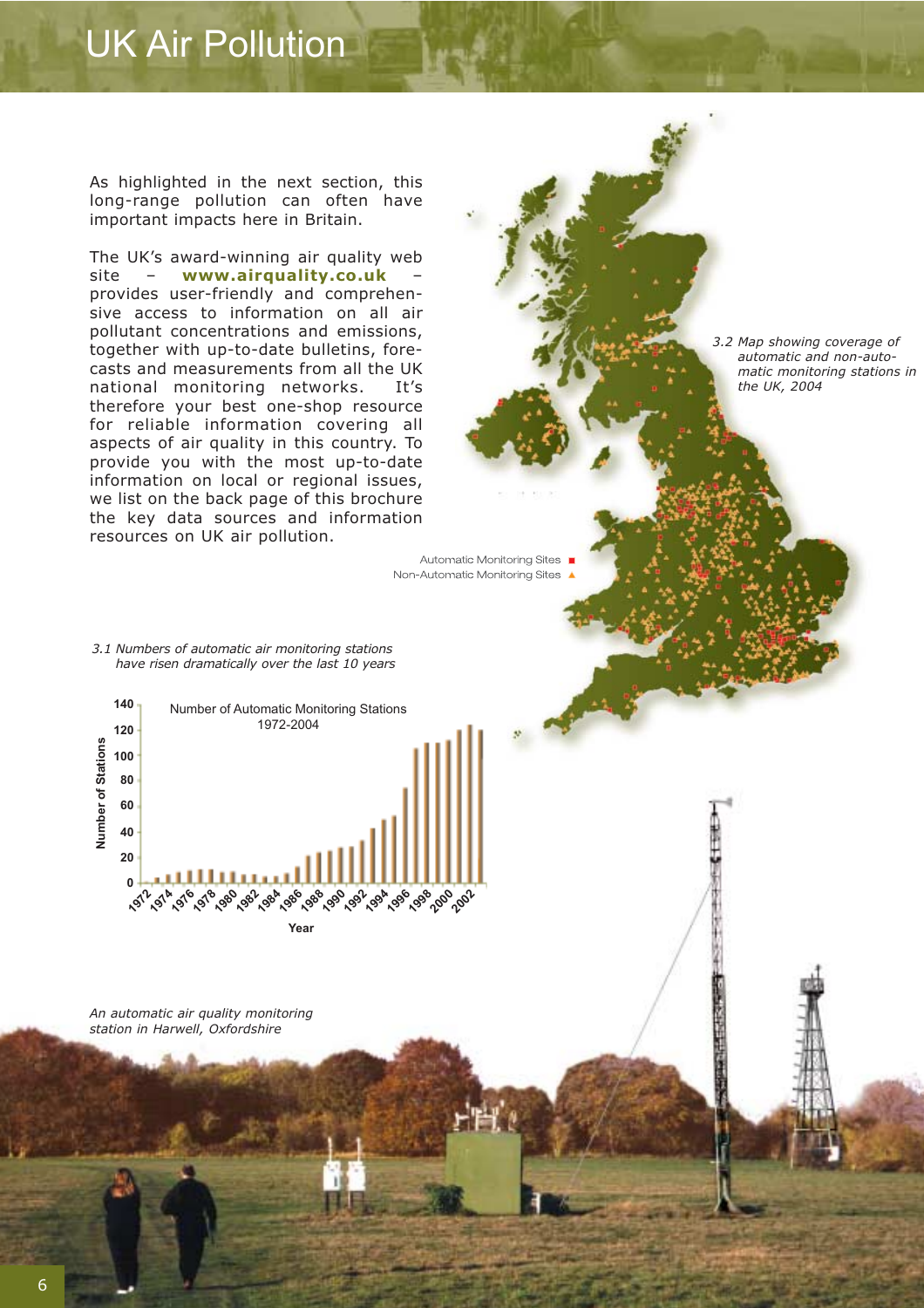# UK Air Pollution

As highlighted in the next section, this long-range pollution can often have important impacts here in Britain.

The UK's award-winning air quality web site – **www.airquality.co.uk** – provides user-friendly and comprehensive access to information on all air pollutant concentrations and emissions, together with up-to-date bulletins, forecasts and measurements from all the UK national monitoring networks. It's therefore your best one-shop resource for reliable information covering all aspects of air quality in this country. To provide you with the most up-to-date information on local or regional issues, we list on the back page of this brochure the key data sources and information resources on UK air pollution.

*3.2 Map showing coverage of automatic and non-automatic monitoring stations in the UK, 2004*

Automatic Monitoring Sites ■
Non-Automatic Monitoring Sites ▲

*3.1 Numbers of automatic air monitoring stations have risen dramatically over the last 10 years*

Number of Automatic Monitoring Stations 1972-2004

*An automatic air quality monitoring station in Harwell, Oxfordshire*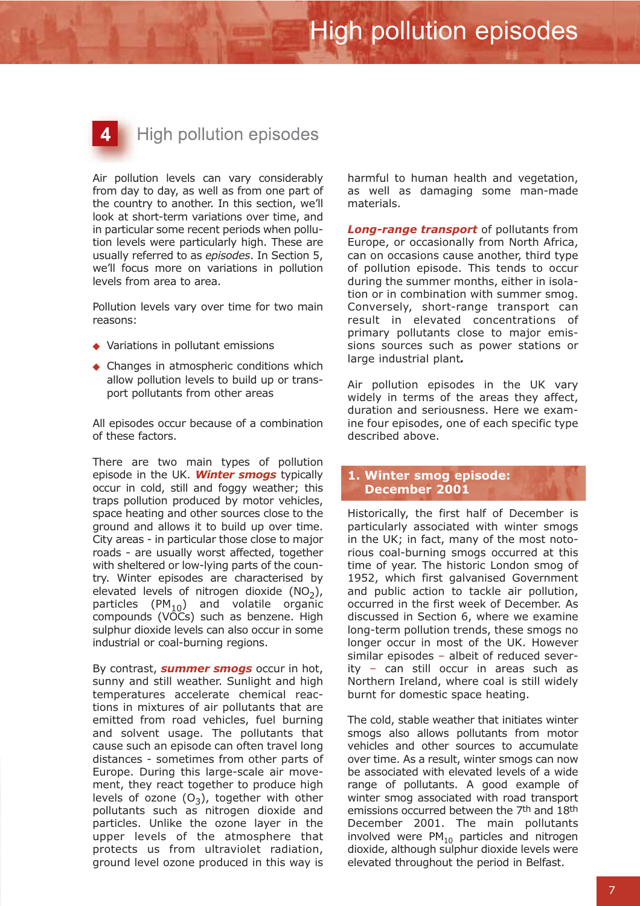# 4 High pollution episodes

Air pollution levels can vary considerably from day to day, as well as from one part of the country to another. In this section, we'll look at short-term variations over time, and in particular some recent periods when pollution levels were particularly high. These are usually referred to as *episodes*. In Section 5, we'll focus more on variations in pollution levels from area to area.

Pollution levels vary over time for two main reasons:

- Variations in pollutant emissions
- Changes in atmospheric conditions which allow pollution levels to build up or transport pollutants from other areas

All episodes occur because of a combination of these factors.

There are two main types of pollution episode in the UK. ***Winter smogs*** typically occur in cold, still and foggy weather; this traps pollution produced by motor vehicles, space heating and other sources close to the ground and allows it to build up over time. City areas - in particular those close to major roads - are usually worst affected, together with sheltered or low-lying parts of the country. Winter episodes are characterised by elevated levels of nitrogen dioxide ($NO_2$), particles ($PM_{10}$) and volatile organic compounds (VOCs) such as benzene. High sulphur dioxide levels can also occur in some industrial or coal-burning regions.

By contrast, ***summer smogs*** occur in hot, sunny and still weather. Sunlight and high temperatures accelerate chemical reactions in mixtures of air pollutants that are emitted from road vehicles, fuel burning and solvent usage. The pollutants that cause such an episode can often travel long distances - sometimes from other parts of Europe. During this large-scale air movement, they react together to produce high levels of ozone ($O_3$), together with other pollutants such as nitrogen dioxide and particles. Unlike the ozone layer in the upper levels of the atmosphere that protects us from ultraviolet radiation, ground level ozone produced in this way is harmful to human health and vegetation, as well as damaging some man-made materials.

***Long-range transport*** of pollutants from Europe, or occasionally from North Africa, can on occasions cause another, third type of pollution episode. This tends to occur during the summer months, either in isolation or in combination with summer smog. Conversely, short-range transport can result in elevated concentrations of primary pollutants close to major emissions sources such as power stations or large industrial plant.

Air pollution episodes in the UK vary widely in terms of the areas they affect, duration and seriousness. Here we examine four episodes, one of each specific type described above.

## 1. Winter smog episode: December 2001

Historically, the first half of December is particularly associated with winter smogs in the UK; in fact, many of the most notorious coal-burning smogs occurred at this time of year. The historic London smog of 1952, which first galvanised Government and public action to tackle air pollution, occurred in the first week of December. As discussed in Section 6, where we examine long-term pollution trends, these smogs no longer occur in most of the UK. However similar episodes – albeit of reduced severity – can still occur in areas such as Northern Ireland, where coal is still widely burnt for domestic space heating.

The cold, stable weather that initiates winter smogs also allows pollutants from motor vehicles and other sources to accumulate over time. As a result, winter smogs can now be associated with elevated levels of a wide range of pollutants. A good example of winter smog associated with road transport emissions occurred between the 7th and 18th December 2001. The main pollutants involved were $PM_{10}$ particles and nitrogen dioxide, although sulphur dioxide levels were elevated throughout the period in Belfast.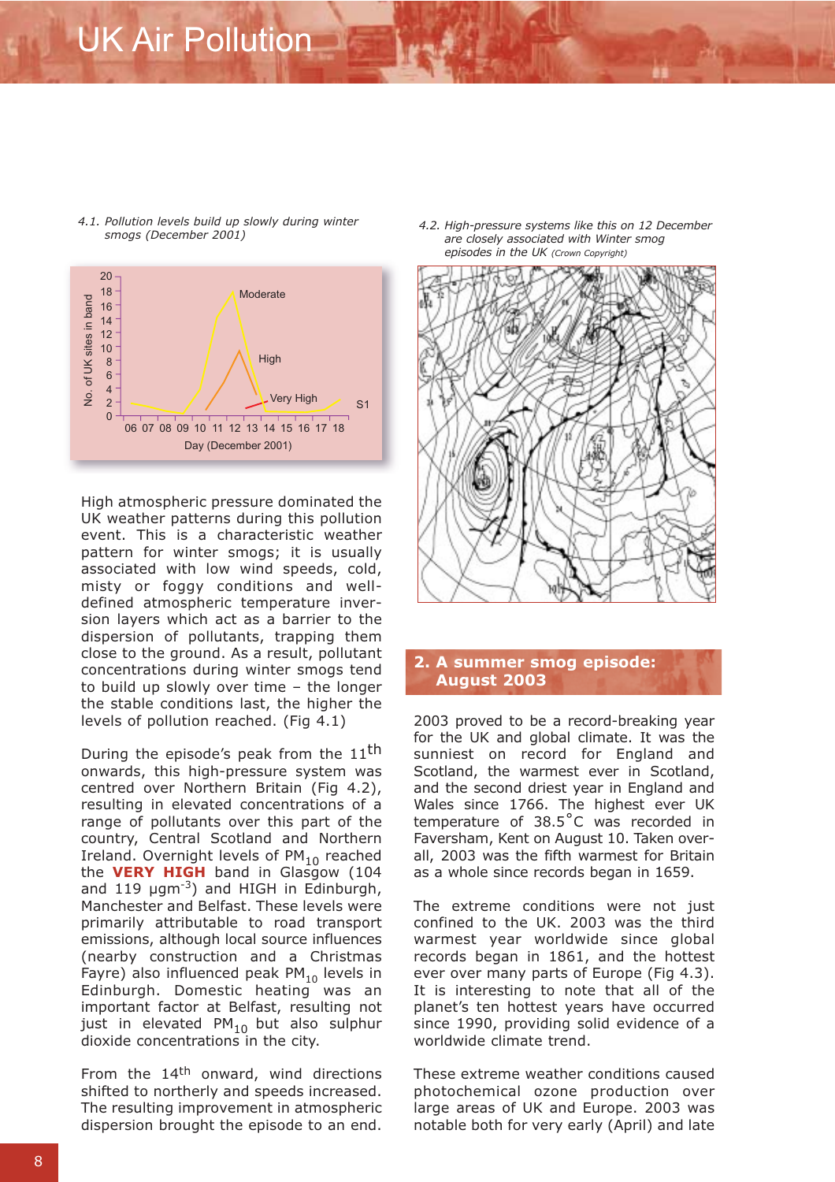4.1. *Pollution levels build up slowly during winter smogs (December 2001)*

4.2. *High-pressure systems like this on 12 December are closely associated with Winter smog episodes in the UK (Crown Copyright)*

High atmospheric pressure dominated the UK weather patterns during this pollution event. This is a characteristic weather pattern for winter smogs; it is usually associated with low wind speeds, cold, misty or foggy conditions and well-defined atmospheric temperature inversion layers which act as a barrier to the dispersion of pollutants, trapping them close to the ground. As a result, pollutant concentrations during winter smogs tend to build up slowly over time – the longer the stable conditions last, the higher the levels of pollution reached. (Fig 4.1)

During the episode's peak from the 11th onwards, this high-pressure system was centred over Northern Britain (Fig 4.2), resulting in elevated concentrations of a range of pollutants over this part of the country, Central Scotland and Northern Ireland. Overnight levels of $PM_{10}$ reached the **VERY HIGH** band in Glasgow (104 and 119 $\mu gm^{-3}$) and HIGH in Edinburgh, Manchester and Belfast. These levels were primarily attributable to road transport emissions, although local source influences (nearby construction and a Christmas Fayre) also influenced peak $PM_{10}$ levels in Edinburgh. Domestic heating was an important factor at Belfast, resulting not just in elevated $PM_{10}$ but also sulphur dioxide concentrations in the city.

From the 14th onward, wind directions shifted to northerly and speeds increased. The resulting improvement in atmospheric dispersion brought the episode to an end.

## 2. A summer smog episode: August 2003

2003 proved to be a record-breaking year for the UK and global climate. It was the sunniest on record for England and Scotland, the warmest ever in Scotland, and the second driest year in England and Wales since 1766. The highest ever UK temperature of 38.5°C was recorded in Faversham, Kent on August 10. Taken overall, 2003 was the fifth warmest for Britain as a whole since records began in 1659.

The extreme conditions were not just confined to the UK. 2003 was the third warmest year worldwide since global records began in 1861, and the hottest ever over many parts of Europe (Fig 4.3). It is interesting to note that all of the planet's ten hottest years have occurred since 1990, providing solid evidence of a worldwide climate trend.

These extreme weather conditions caused photochemical ozone production over large areas of UK and Europe. 2003 was notable both for very early (April) and late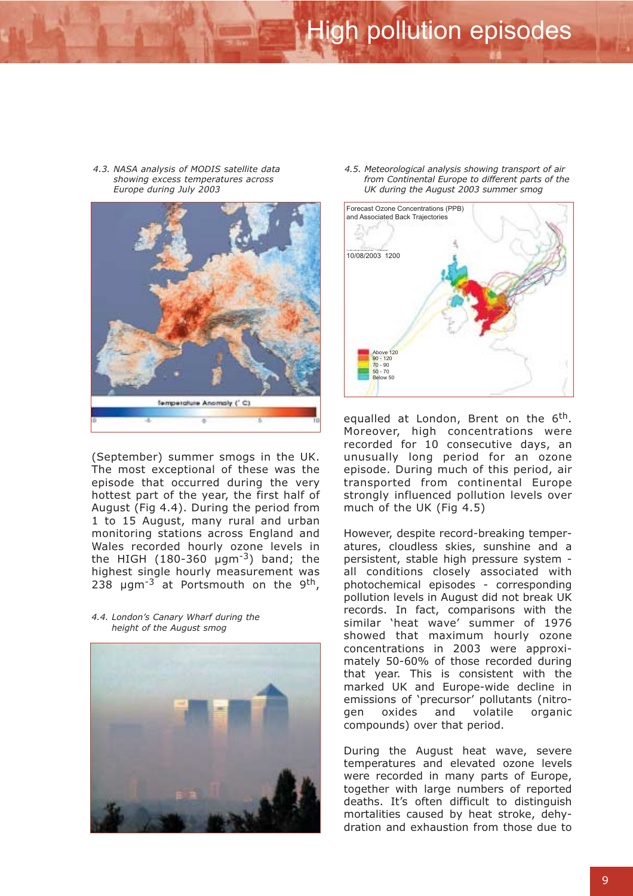4.3. NASA analysis of MODIS satellite data showing excess temperatures across Europe during July 2003

(September) summer smogs in the UK. The most exceptional of these was the episode that occurred during the very hottest part of the year, the first half of August (Fig 4.4). During the period from 1 to 15 August, many rural and urban monitoring stations across England and Wales recorded hourly ozone levels in the HIGH (180-360 $\mu gm^{-3}$) band; the highest single hourly measurement was 238 $\mu gm^{-3}$ at Portsmouth on the 9th, equalled at London, Brent on the 6th. Moreover, high concentrations were recorded for 10 consecutive days, an unusually long period for an ozone episode. During much of this period, air transported from continental Europe strongly influenced pollution levels over much of the UK (Fig 4.5)

4.4. London's Canary Wharf during the height of the August smog

4.5. Meteorological analysis showing transport of air from Continental Europe to different parts of the UK during the August 2003 summer smog

However, despite record-breaking temperatures, cloudless skies, sunshine and a persistent, stable high pressure system - all conditions closely associated with photochemical episodes - corresponding pollution levels in August did not break UK records. In fact, comparisons with the similar 'heat wave' summer of 1976 showed that maximum hourly ozone concentrations in 2003 were approximately 50-60% of those recorded during that year. This is consistent with the marked UK and Europe-wide decline in emissions of 'precursor' pollutants (nitrogen oxides and volatile organic compounds) over that period.

During the August heat wave, severe temperatures and elevated ozone levels were recorded in many parts of Europe, together with large numbers of reported deaths. It's often difficult to distinguish mortalities caused by heat stroke, dehydration and exhaustion from those due to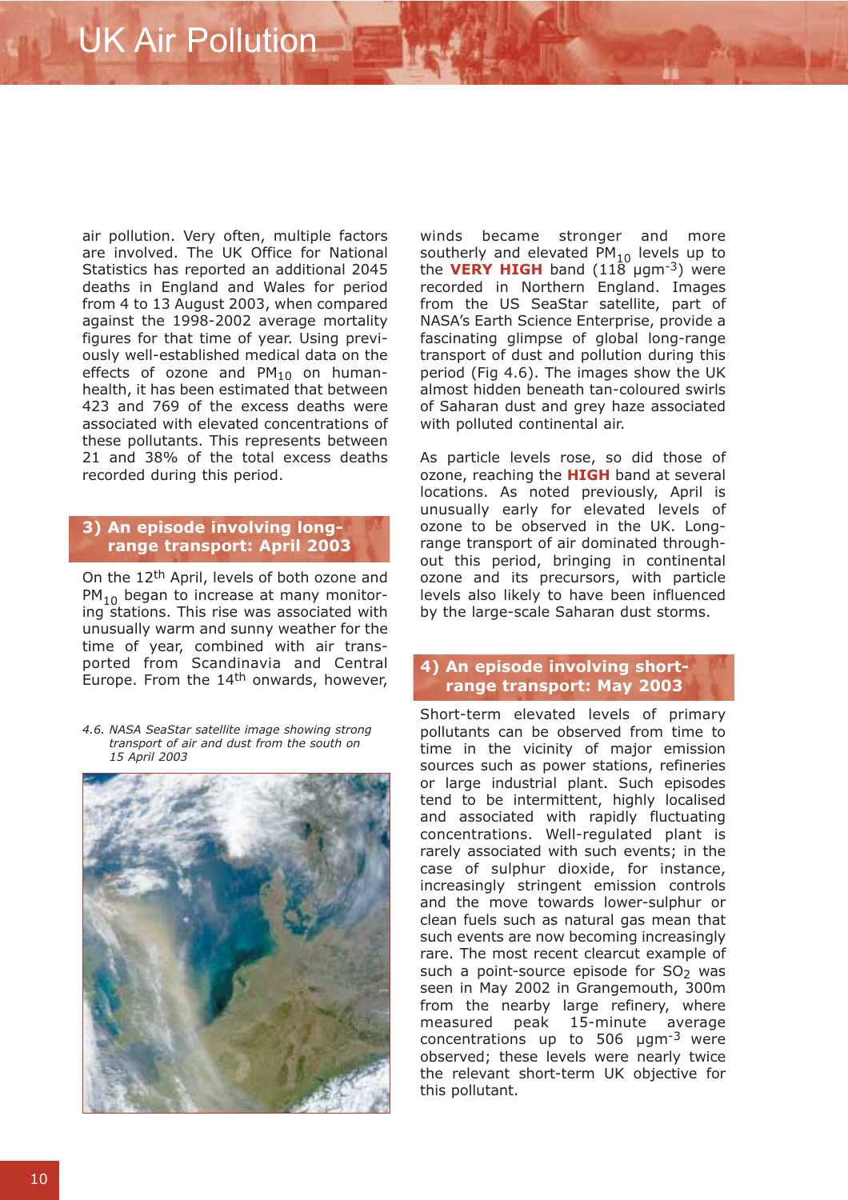air pollution. Very often, multiple factors are involved. The UK Office for National Statistics has reported an additional 2045 deaths in England and Wales for period from 4 to 13 August 2003, when compared against the 1998-2002 average mortality figures for that time of year. Using previously well-established medical data on the effects of ozone and $PM_{10}$ on human-health, it has been estimated that between 423 and 769 of the excess deaths were associated with elevated concentrations of these pollutants. This represents between 21 and 38% of the total excess deaths recorded during this period.

### 3) An episode involving long-range transport: April 2003

On the 12th April, levels of both ozone and $PM_{10}$ began to increase at many monitoring stations. This rise was associated with unusually warm and sunny weather for the time of year, combined with air transported from Scandinavia and Central Europe. From the 14th onwards, however, winds became stronger and more southerly and elevated $PM_{10}$ levels up to the **VERY HIGH** band (118 $\mu gm^{-3}$) were recorded in Northern England. Images from the US SeaStar satellite, part of NASA's Earth Science Enterprise, provide a fascinating glimpse of global long-range transport of dust and pollution during this period (Fig 4.6). The images show the UK almost hidden beneath tan-coloured swirls of Saharan dust and grey haze associated with polluted continental air.

*4.6. NASA SeaStar satellite image showing strong transport of air and dust from the south on 15 April 2003*

As particle levels rose, so did those of ozone, reaching the **HIGH** band at several locations. As noted previously, April is unusually early for elevated levels of ozone to be observed in the UK. Long-range transport of air dominated throughout this period, bringing in continental ozone and its precursors, with particle levels also likely to have been influenced by the large-scale Saharan dust storms.

### 4) An episode involving short-range transport: May 2003

Short-term elevated levels of primary pollutants can be observed from time to time in the vicinity of major emission sources such as power stations, refineries or large industrial plant. Such episodes tend to be intermittent, highly localised and associated with rapidly fluctuating concentrations. Well-regulated plant is rarely associated with such events; in the case of sulphur dioxide, for instance, increasingly stringent emission controls and the move towards lower-sulphur or clean fuels such as natural gas mean that such events are now becoming increasingly rare. The most recent clearcut example of such a point-source episode for $SO_2$ was seen in May 2002 in Grangemouth, 300m from the nearby large refinery, where measured peak 15-minute average concentrations up to 506 $\mu gm^{-3}$ were observed; these levels were nearly twice the relevant short-term UK objective for this pollutant.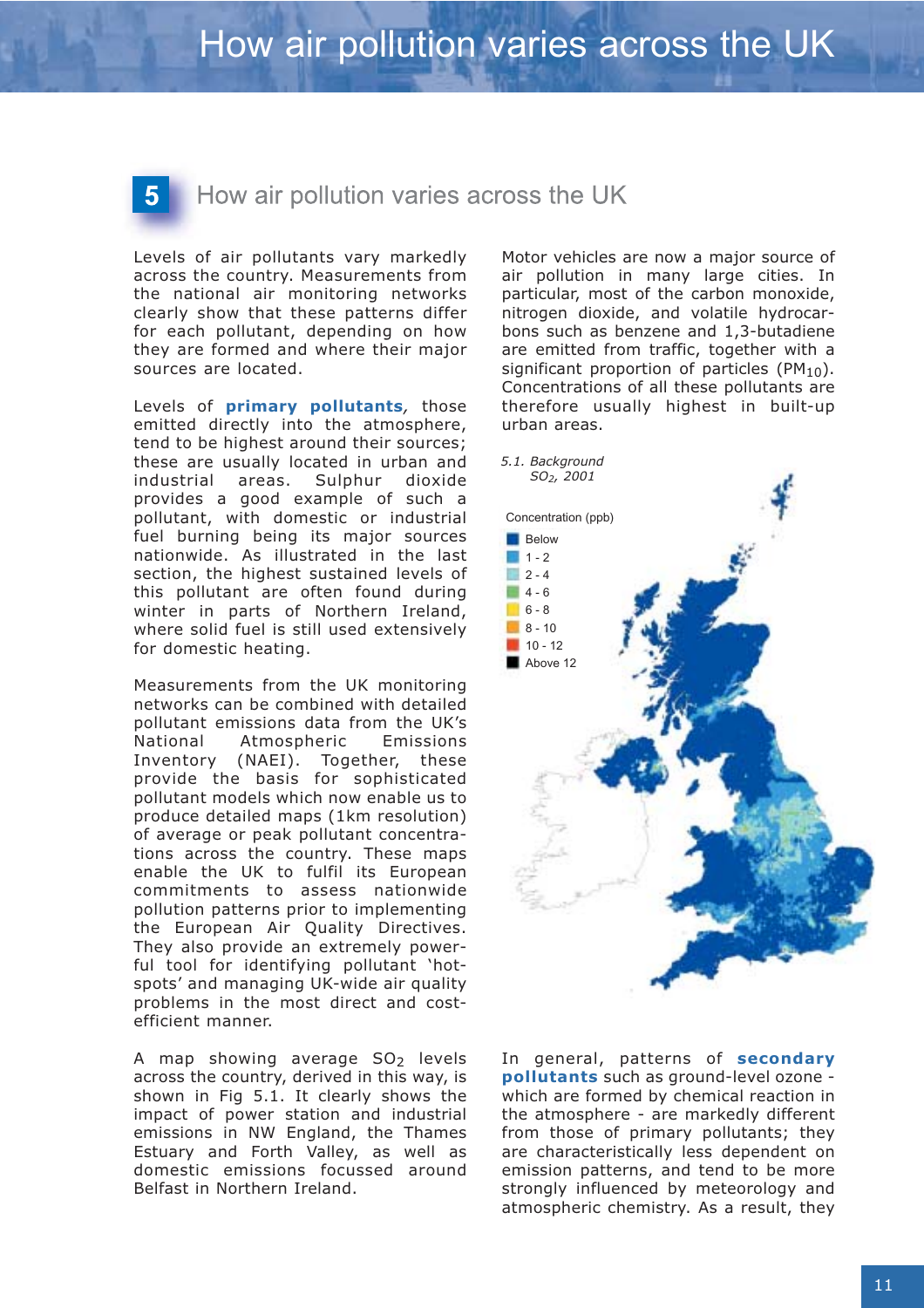# 5 How air pollution varies across the UK

Levels of air pollutants vary markedly across the country. Measurements from the national air monitoring networks clearly show that these patterns differ for each pollutant, depending on how they are formed and where their major sources are located.

Levels of **primary pollutants**, those emitted directly into the atmosphere, tend to be highest around their sources; these are usually located in urban and industrial areas. Sulphur dioxide provides a good example of such a pollutant, with domestic or industrial fuel burning being its major sources nationwide. As illustrated in the last section, the highest sustained levels of this pollutant are often found during winter in parts of Northern Ireland, where solid fuel is still used extensively for domestic heating.

Measurements from the UK monitoring networks can be combined with detailed pollutant emissions data from the UK's National Atmospheric Emissions Inventory (NAEI). Together, these provide the basis for sophisticated pollutant models which now enable us to produce detailed maps (1km resolution) of average or peak pollutant concentrations across the country. These maps enable the UK to fulfil its European commitments to assess nationwide pollution patterns prior to implementing the European Air Quality Directives. They also provide an extremely powerful tool for identifying pollutant 'hot-spots' and managing UK-wide air quality problems in the most direct and cost-efficient manner.

A map showing average $SO_2$ levels across the country, derived in this way, is shown in Fig 5.1. It clearly shows the impact of power station and industrial emissions in NW England, the Thames Estuary and Forth Valley, as well as domestic emissions focussed around Belfast in Northern Ireland.

Motor vehicles are now a major source of air pollution in many large cities. In particular, most of the carbon monoxide, nitrogen dioxide, and volatile hydrocarbons such as benzene and 1,3-butadiene are emitted from traffic, together with a significant proportion of particles ($PM_{10}$). Concentrations of all these pollutants are therefore usually highest in built-up urban areas.

*5.1. Background $SO_2$, 2001*

Concentration (ppb)

- Below
- 1 - 2
- 2 - 4
- 4 - 6
- 6 - 8
- 8 - 10
- 10 - 12
- Above 12

In general, patterns of **secondary pollutants** such as ground-level ozone - which are formed by chemical reaction in the atmosphere - are markedly different from those of primary pollutants; they are characteristically less dependent on emission patterns, and tend to be more strongly influenced by meteorology and atmospheric chemistry. As a result, they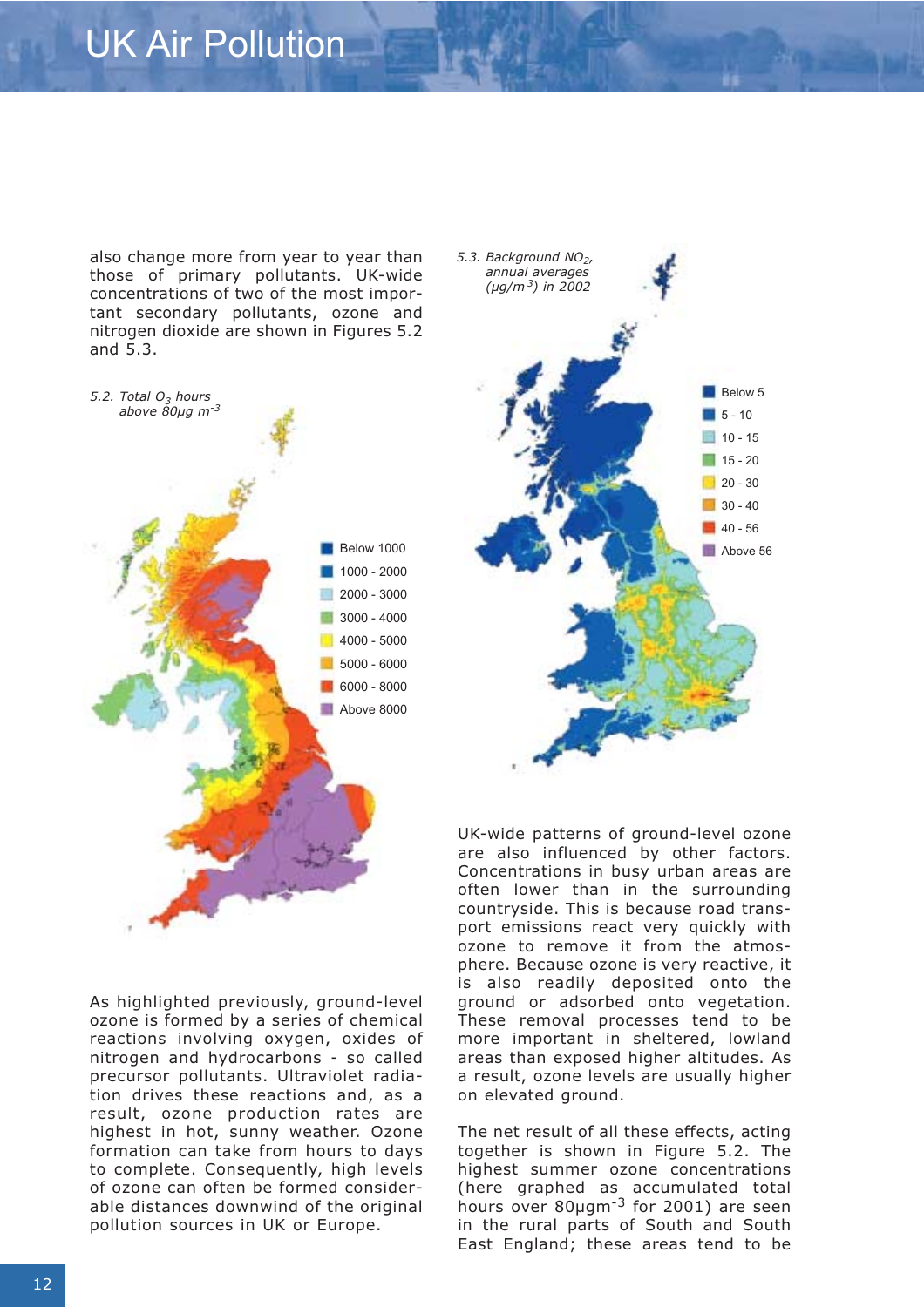also change more from year to year than those of primary pollutants. UK-wide concentrations of two of the most important secondary pollutants, ozone and nitrogen dioxide are shown in Figures 5.2 and 5.3.

*5.2. Total $O_3$ hours above 80μg $m^{-3}$*

| Legend |
|---|
| Below 1000 |
| 1000 - 2000 |
| 2000 - 3000 |
| 3000 - 4000 |
| 4000 - 5000 |
| 5000 - 6000 |
| 6000 - 8000 |
| Above 8000 |

As highlighted previously, ground-level ozone is formed by a series of chemical reactions involving oxygen, oxides of nitrogen and hydrocarbons - so called precursor pollutants. Ultraviolet radiation drives these reactions and, as a result, ozone production rates are highest in hot, sunny weather. Ozone formation can take from hours to days to complete. Consequently, high levels of ozone can often be formed considerable distances downwind of the original pollution sources in UK or Europe.

*5.3. Background $NO_2$, annual averages ($\mu g/m^3$) in 2002*

| Legend |
|---|
| Below 5 |
| 5 - 10 |
| 10 - 15 |
| 15 - 20 |
| 20 - 30 |
| 30 - 40 |
| 40 - 56 |
| Above 56 |

UK-wide patterns of ground-level ozone are also influenced by other factors. Concentrations in busy urban areas are often lower than in the surrounding countryside. This is because road transport emissions react very quickly with ozone to remove it from the atmosphere. Because ozone is very reactive, it is also readily deposited onto the ground or adsorbed onto vegetation. These removal processes tend to be more important in sheltered, lowland areas than exposed higher altitudes. As a result, ozone levels are usually higher on elevated ground.

The net result of all these effects, acting together is shown in Figure 5.2. The highest summer ozone concentrations (here graphed as accumulated total hours over 80μg$m^{-3}$ for 2001) are seen in the rural parts of South and South East England; these areas tend to be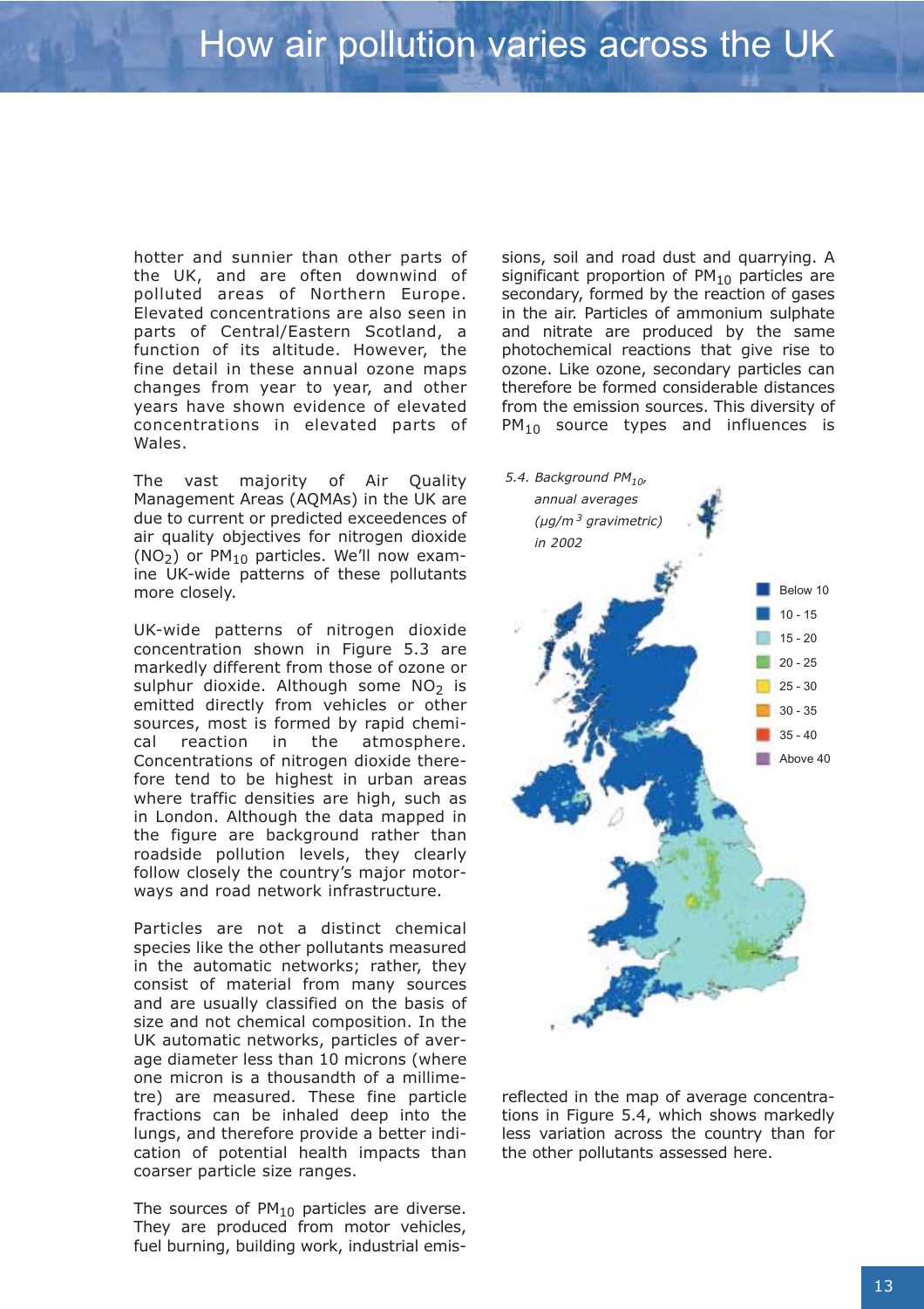# How air pollution varies across the UK

hotter and sunnier than other parts of the UK, and are often downwind of polluted areas of Northern Europe. Elevated concentrations are also seen in parts of Central/Eastern Scotland, a function of its altitude. However, the fine detail in these annual ozone maps changes from year to year, and other years have shown evidence of elevated concentrations in elevated parts of Wales.

The vast majority of Air Quality Management Areas (AQMAs) in the UK are due to current or predicted exceedences of air quality objectives for nitrogen dioxide ($NO_2$) or $PM_{10}$ particles. We'll now examine UK-wide patterns of these pollutants more closely.

UK-wide patterns of nitrogen dioxide concentration shown in Figure 5.3 are markedly different from those of ozone or sulphur dioxide. Although some $NO_2$ is emitted directly from vehicles or other sources, most is formed by rapid chemical reaction in the atmosphere. Concentrations of nitrogen dioxide therefore tend to be highest in urban areas where traffic densities are high, such as in London. Although the data mapped in the figure are background rather than roadside pollution levels, they clearly follow closely the country's major motorways and road network infrastructure.

Particles are not a distinct chemical species like the other pollutants measured in the automatic networks; rather, they consist of material from many sources and are usually classified on the basis of size and not chemical composition. In the UK automatic networks, particles of average diameter less than 10 microns (where one micron is a thousandth of a millimetre) are measured. These fine particle fractions can be inhaled deep into the lungs, and therefore provide a better indication of potential health impacts than coarser particle size ranges.

The sources of $PM_{10}$ particles are diverse. They are produced from motor vehicles, fuel burning, building work, industrial emissions, soil and road dust and quarrying. A significant proportion of $PM_{10}$ particles are secondary, formed by the reaction of gases in the air. Particles of ammonium sulphate and nitrate are produced by the same photochemical reactions that give rise to ozone. Like ozone, secondary particles can therefore be formed considerable distances from the emission sources. This diversity of $PM_{10}$ source types and influences is reflected in the map of average concentrations in Figure 5.4, which shows markedly less variation across the country than for the other pollutants assessed here.

*5.4. Background $PM_{10}$, annual averages ($\mu g/m^3$ gravimetric) in 2002*

- Below 10
- 10 - 15
- 15 - 20
- 20 - 25
- 25 - 30
- 30 - 35
- 35 - 40
- Above 40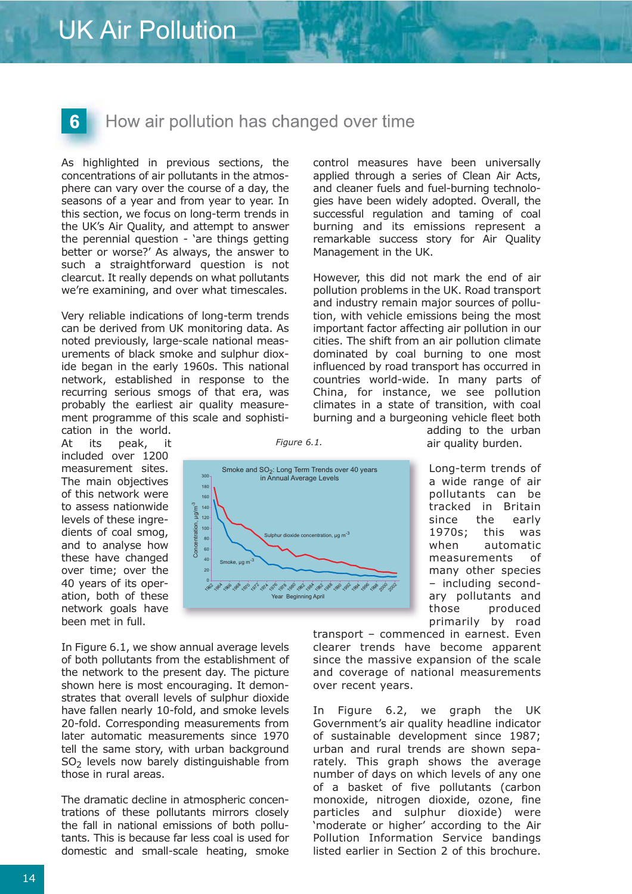## 6 How air pollution has changed over time

As highlighted in previous sections, the concentrations of air pollutants in the atmosphere can vary over the course of a day, the seasons of a year and from year to year. In this section, we focus on long-term trends in the UK's Air Quality, and attempt to answer the perennial question - 'are things getting better or worse?' As always, the answer to such a straightforward question is not clearcut. It really depends on what pollutants we're examining, and over what timescales.

Very reliable indications of long-term trends can be derived from UK monitoring data. As noted previously, large-scale national measurements of black smoke and sulphur dioxide began in the early 1960s. This national network, established in response to the recurring serious smogs of that era, was probably the earliest air quality measurement programme of this scale and sophistication in the world. At its peak, it included over 1200 measurement sites. The main objectives of this network were to assess nationwide levels of these ingredients of coal smog, and to analyse how these have changed over time; over the 40 years of its operation, both of these network goals have been met in full.

*Figure 6.1.*

In Figure 6.1, we show annual average levels of both pollutants from the establishment of the network to the present day. The picture shown here is most encouraging. It demonstrates that overall levels of sulphur dioxide have fallen nearly 10-fold, and smoke levels 20-fold. Corresponding measurements from later automatic measurements since 1970 tell the same story, with urban background $SO_2$ levels now barely distinguishable from those in rural areas.

The dramatic decline in atmospheric concentrations of these pollutants mirrors closely the fall in national emissions of both pollutants. This is because far less coal is used for domestic and small-scale heating, smoke control measures have been universally applied through a series of Clean Air Acts, and cleaner fuels and fuel-burning technologies have been widely adopted. Overall, the successful regulation and taming of coal burning and its emissions represent a remarkable success story for Air Quality Management in the UK.

However, this did not mark the end of air pollution problems in the UK. Road transport and industry remain major sources of pollution, with vehicle emissions being the most important factor affecting air pollution in our cities. The shift from an air pollution climate dominated by coal burning to one most influenced by road transport has occurred in countries world-wide. In many parts of China, for instance, we see pollution climates in a state of transition, with coal burning and a burgeoning vehicle fleet both adding to the urban air quality burden.

Long-term trends of a wide range of air pollutants can be tracked in Britain since the early 1970s; this was when automatic measurements of many other species – including secondary pollutants and those produced primarily by road transport – commenced in earnest. Even clearer trends have become apparent since the massive expansion of the scale and coverage of national measurements over recent years.

In Figure 6.2, we graph the UK Government's air quality headline indicator of sustainable development since 1987; urban and rural trends are shown separately. This graph shows the average number of days on which levels of any one of a basket of five pollutants (carbon monoxide, nitrogen dioxide, ozone, fine particles and sulphur dioxide) were 'moderate or higher' according to the Air Pollution Information Service bandings listed earlier in Section 2 of this brochure.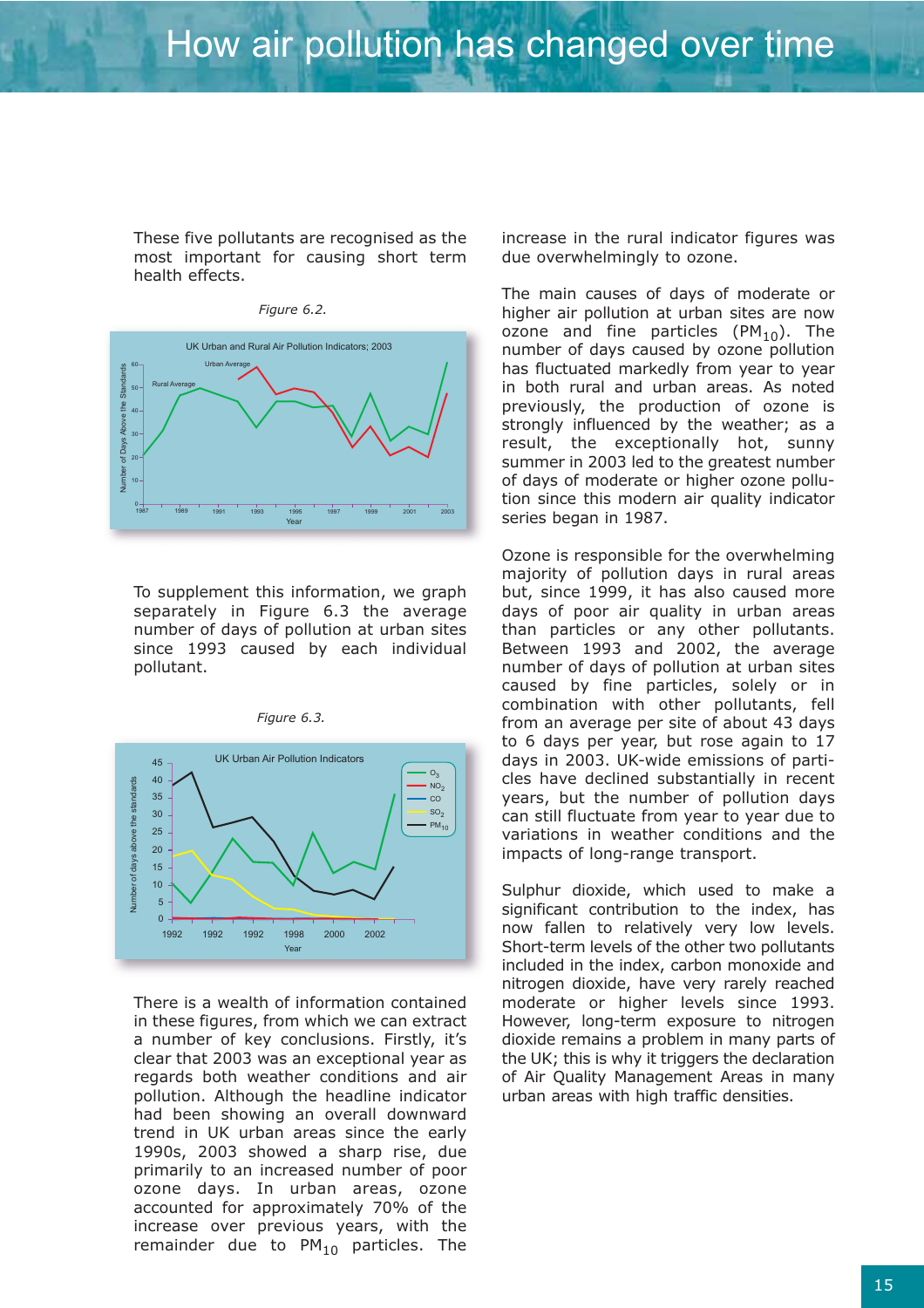# How air pollution has changed over time

These five pollutants are recognised as the most important for causing short term health effects.

*Figure 6.2.*

To supplement this information, we graph separately in Figure 6.3 the average number of days of pollution at urban sites since 1993 caused by each individual pollutant.

*Figure 6.3.*

There is a wealth of information contained in these figures, from which we can extract a number of key conclusions. Firstly, it's clear that 2003 was an exceptional year as regards both weather conditions and air pollution. Although the headline indicator had been showing an overall downward trend in UK urban areas since the early 1990s, 2003 showed a sharp rise, due primarily to an increased number of poor ozone days. In urban areas, ozone accounted for approximately 70% of the increase over previous years, with the remainder due to $PM_{10}$ particles. The increase in the rural indicator figures was due overwhelmingly to ozone.

The main causes of days of moderate or higher air pollution at urban sites are now ozone and fine particles ($PM_{10}$). The number of days caused by ozone pollution has fluctuated markedly from year to year in both rural and urban areas. As noted previously, the production of ozone is strongly influenced by the weather; as a result, the exceptionally hot, sunny summer in 2003 led to the greatest number of days of moderate or higher ozone pollution since this modern air quality indicator series began in 1987.

Ozone is responsible for the overwhelming majority of pollution days in rural areas but, since 1999, it has also caused more days of poor air quality in urban areas than particles or any other pollutants. Between 1993 and 2002, the average number of days of pollution at urban sites caused by fine particles, solely or in combination with other pollutants, fell from an average per site of about 43 days to 6 days per year, but rose again to 17 days in 2003. UK-wide emissions of particles have declined substantially in recent years, but the number of pollution days can still fluctuate from year to year due to variations in weather conditions and the impacts of long-range transport.

Sulphur dioxide, which used to make a significant contribution to the index, has now fallen to relatively very low levels. Short-term levels of the other two pollutants included in the index, carbon monoxide and nitrogen dioxide, have very rarely reached moderate or higher levels since 1993. However, long-term exposure to nitrogen dioxide remains a problem in many parts of the UK; this is why it triggers the declaration of Air Quality Management Areas in many urban areas with high traffic densities.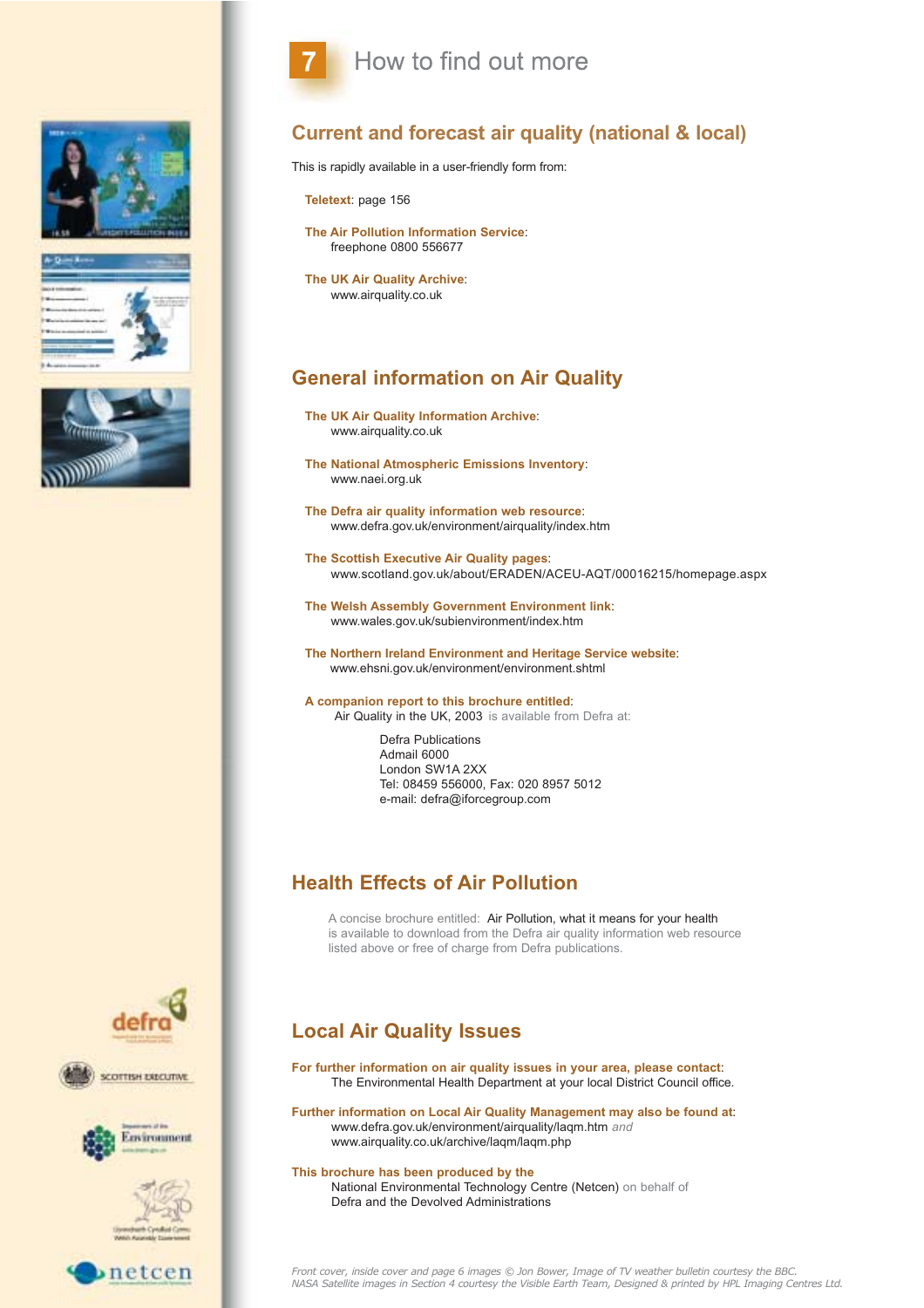# 7 How to find out more

## Current and forecast air quality (national & local)

This is rapidly available in a user-friendly form from:

**Teletext**: page 156

**The Air Pollution Information Service**:
freephone 0800 556677

**The UK Air Quality Archive**:
www.airquality.co.uk

## General information on Air Quality

**The UK Air Quality Information Archive**:
www.airquality.co.uk

**The National Atmospheric Emissions Inventory**:
www.naei.org.uk

**The Defra air quality information web resource**:
www.defra.gov.uk/environment/airquality/index.htm

**The Scottish Executive Air Quality pages**:
www.scotland.gov.uk/about/ERADEN/ACEU-AQT/00016215/homepage.aspx

**The Welsh Assembly Government Environment link**:
www.wales.gov.uk/subienvironment/index.htm

**The Northern Ireland Environment and Heritage Service website**:
www.ehsni.gov.uk/environment/environment.shtml

**A companion report to this brochure entitled**:
Air Quality in the UK, 2003 is available from Defra at:

Defra Publications
Admail 6000
London SW1A 2XX
Tel: 08459 556000, Fax: 020 8957 5012
e-mail: defra@iforcegroup.com

## Health Effects of Air Pollution

A concise brochure entitled: Air Pollution, what it means for your health is available to download from the Defra air quality information web resource listed above or free of charge from Defra publications.

## Local Air Quality Issues

**For further information on air quality issues in your area, please contact**:
The Environmental Health Department at your local District Council office.

**Further information on Local Air Quality Management may also be found at**:
www.defra.gov.uk/environment/airquality/laqm.htm *and*
www.airquality.co.uk/archive/laqm/laqm.php

**This brochure has been produced by the**
National Environmental Technology Centre (Netcen) on behalf of
Defra and the Devolved Administrations

*Front cover, inside cover and page 6 images © Jon Bower, Image of TV weather bulletin courtesy the BBC. NASA Satellite images in Section 4 courtesy the Visible Earth Team, Designed & printed by HPL Imaging Centres Ltd.*